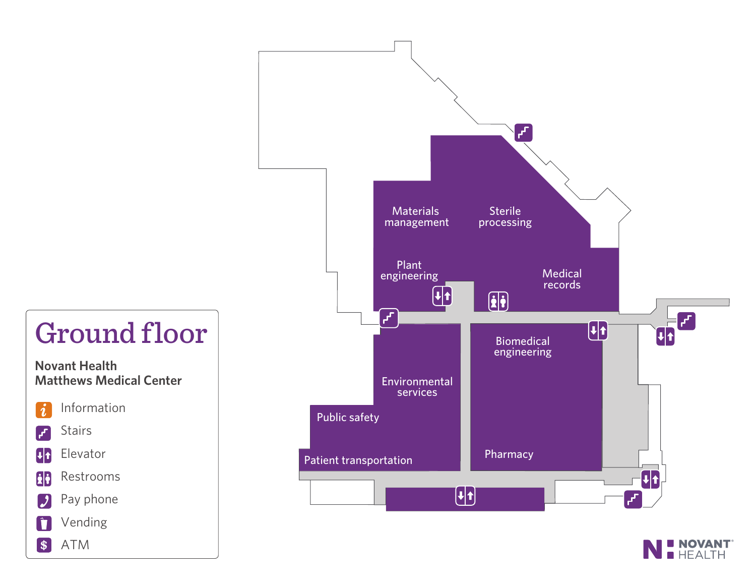# Ground floor

**Novant Health**
**Matthews Medical Center**

- Information
- Stairs
- Elevator
- Restrooms
- Pay phone
- Vending
- ATM

Materials management

Sterile processing

Plant engineering

Medical records

Biomedical engineering

Environmental services

Public safety

Patient transportation

Pharmacy

NOVANT HEALTH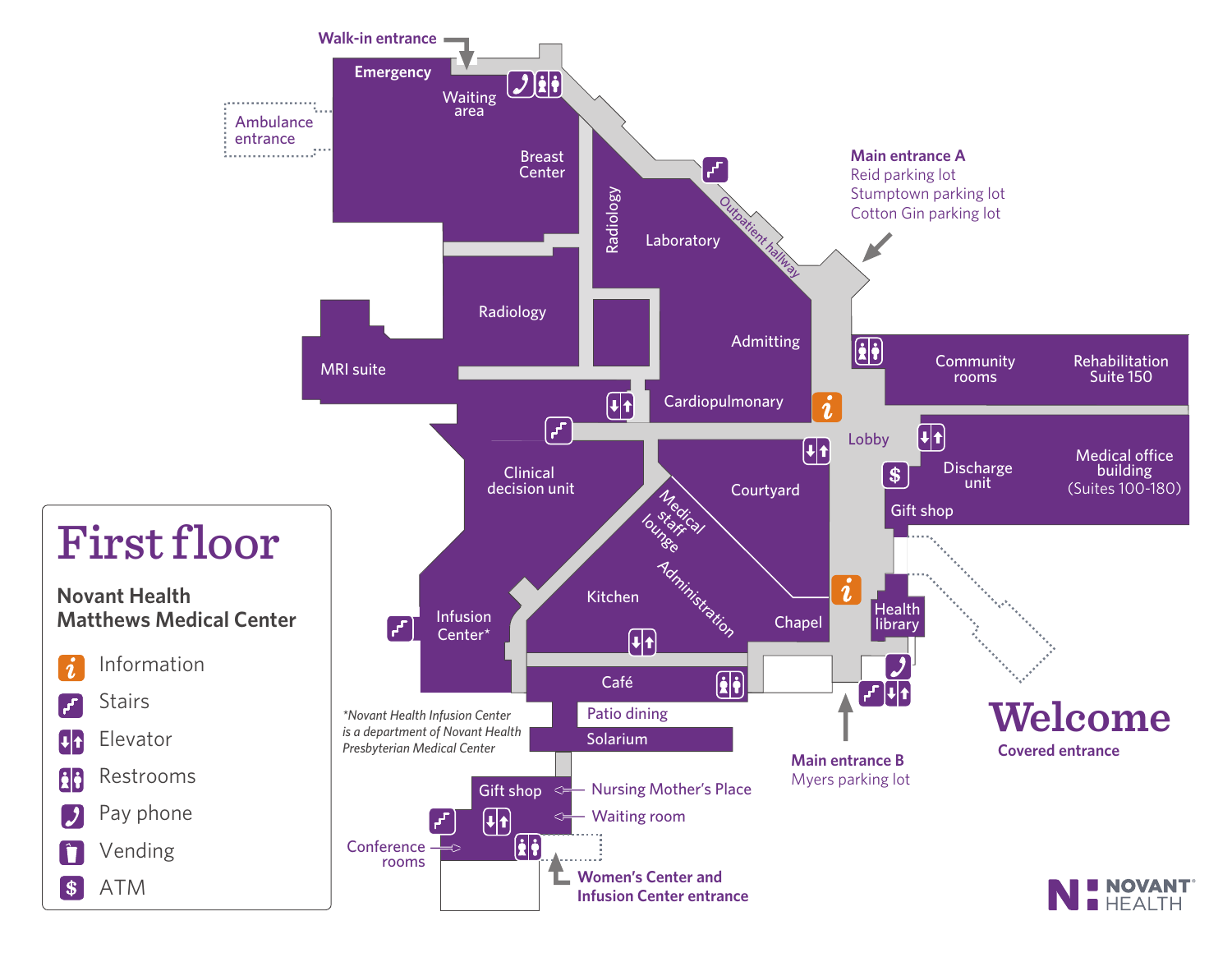# First floor

**Novant Health Matthews Medical Center**

- Information
- Stairs
- Elevator
- Restrooms
- Pay phone
- Vending
- ATM

**Walk-in entrance**

Emergency

Waiting area

Ambulance entrance

Breast Center

Radiology

Laboratory

Outpatient hallway

**Main entrance A**
Reid parking lot
Stumptown parking lot
Cotton Gin parking lot

Radiology

MRI suite

Admitting

Community rooms

Rehabilitation Suite 150

Cardiopulmonary

Lobby

Clinical decision unit

Courtyard

Discharge unit

Medical office building (Suites 100-180)

Gift shop

Medical staff lounge

Administration

Kitchen

Infusion Center*

Chapel

Health library

Café

Patio dining

Solarium

*Novant Health Infusion Center is a department of Novant Health Presbyterian Medical Center*

**Main entrance B**
Myers parking lot

# Welcome

**Covered entrance**

Gift shop

Nursing Mother's Place

Waiting room

Conference rooms

**Women's Center and Infusion Center entrance**

NOVANT HEALTH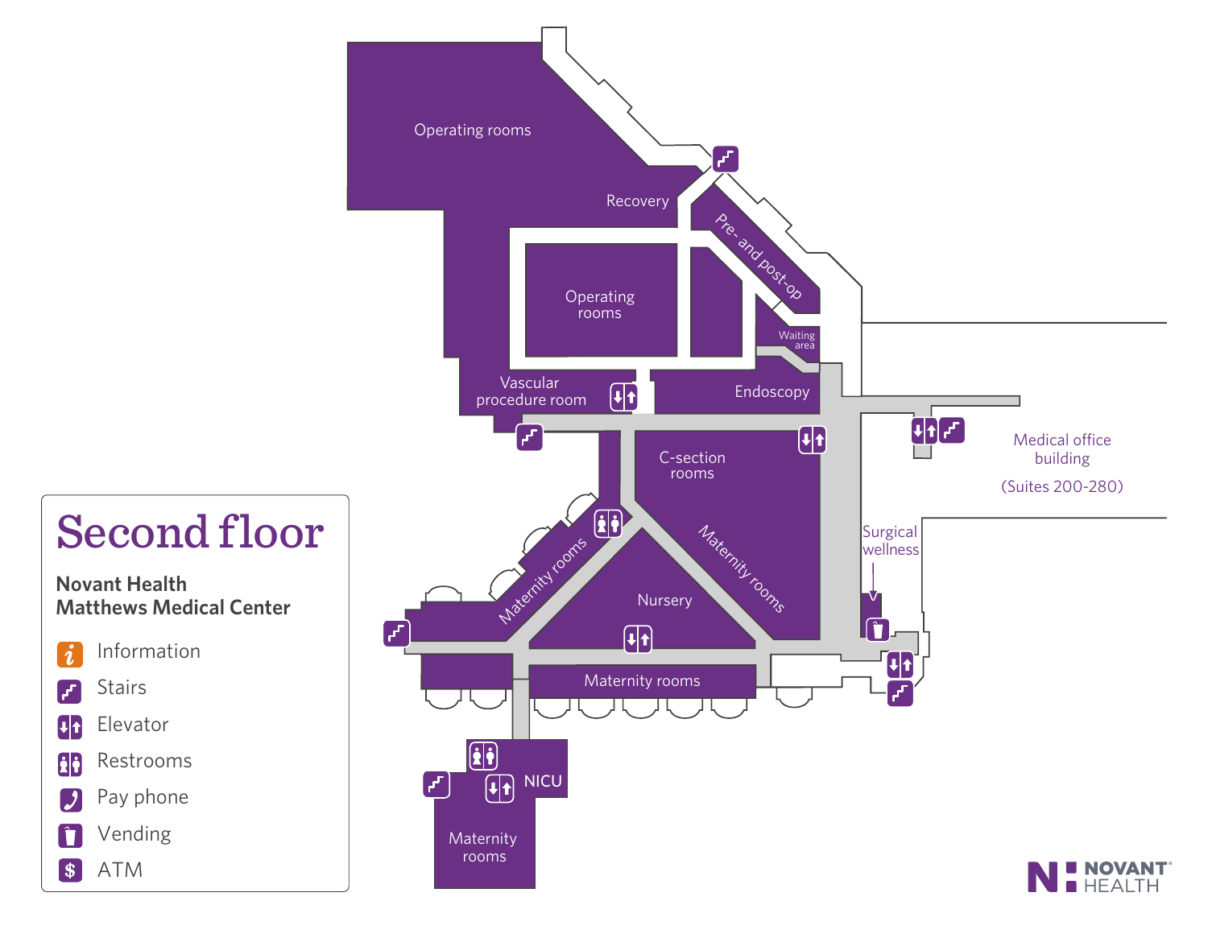# Second floor

**Novant Health Matthews Medical Center**

- Information
- Stairs
- Elevator
- Restrooms
- Pay phone
- Vending
- ATM

Operating rooms

Recovery

Pre- and post-op

Operating rooms

Waiting area

Vascular procedure room

Endoscopy

C-section rooms

Medical office building

(Suites 200-280)

Surgical wellness

Maternity rooms

Maternity rooms

Nursery

Maternity rooms

NICU

Maternity rooms

NOVANT HEALTH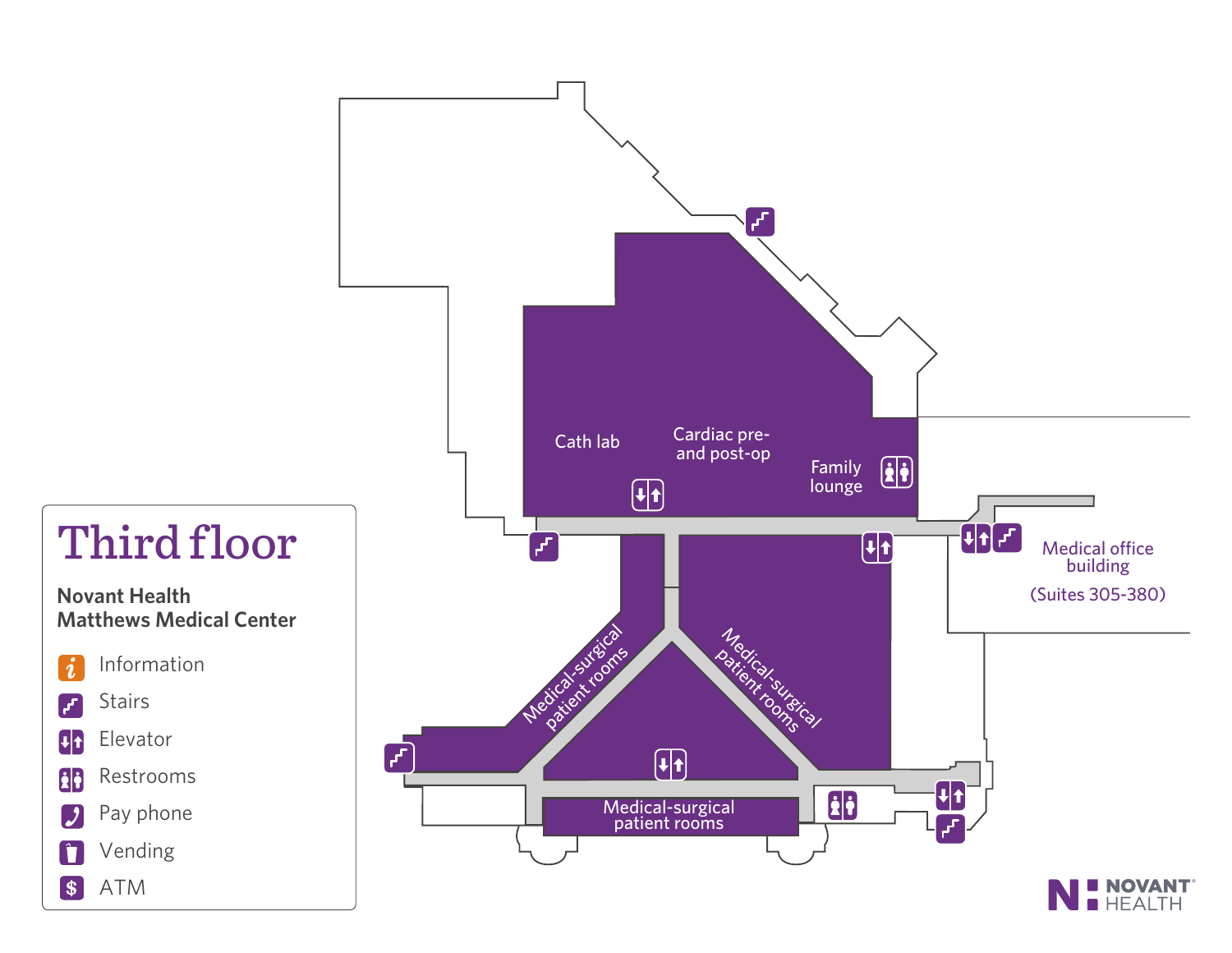# Third floor

**Novant Health Matthews Medical Center**

- Information
- Stairs
- Elevator
- Restrooms
- Pay phone
- Vending
- ATM

Cath lab

Cardiac pre- and post-op

Family lounge

Medical office building (Suites 305-380)

Medical-surgical patient rooms

Medical-surgical patient rooms

Medical-surgical patient rooms

NOVANT HEALTH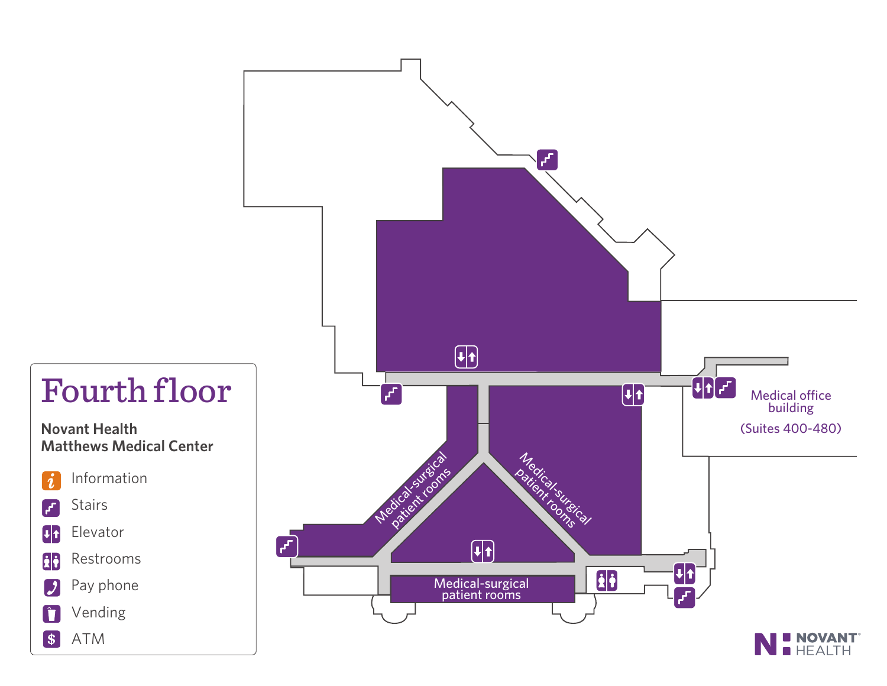# Fourth floor

**Novant Health**
**Matthews Medical Center**

- Information
- Stairs
- Elevator
- Restrooms
- Pay phone
- Vending
- ATM

Medical-surgical patient rooms

Medical-surgical patient rooms

Medical-surgical patient rooms

Medical office building

(Suites 400-480)

NOVANT HEALTH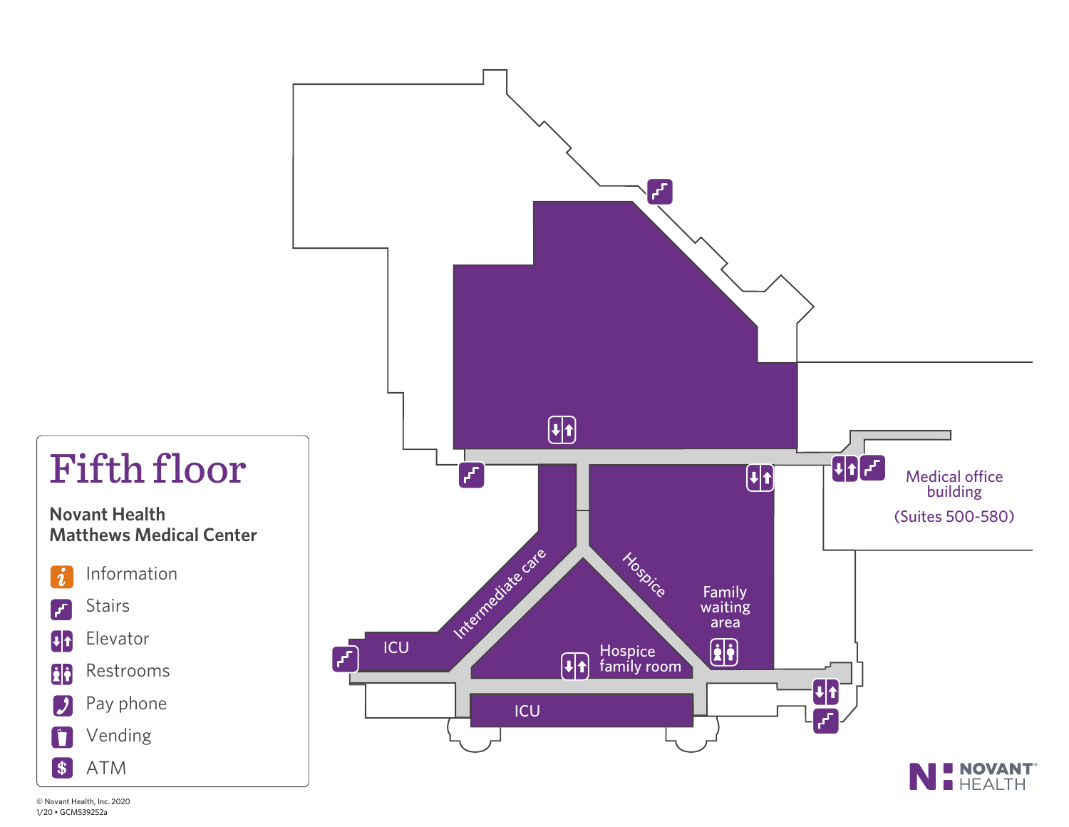# Fifth floor

**Novant Health Matthews Medical Center**

- Information
- Stairs
- Elevator
- Restrooms
- Pay phone
- Vending
- ATM

Intermediate care

Hospice

ICU

Hospice family room

Family waiting area

ICU

Medical office building

(Suites 500-580)

© Novant Health, Inc. 2020
1/20 • GCM539252a

NOVANT HEALTH